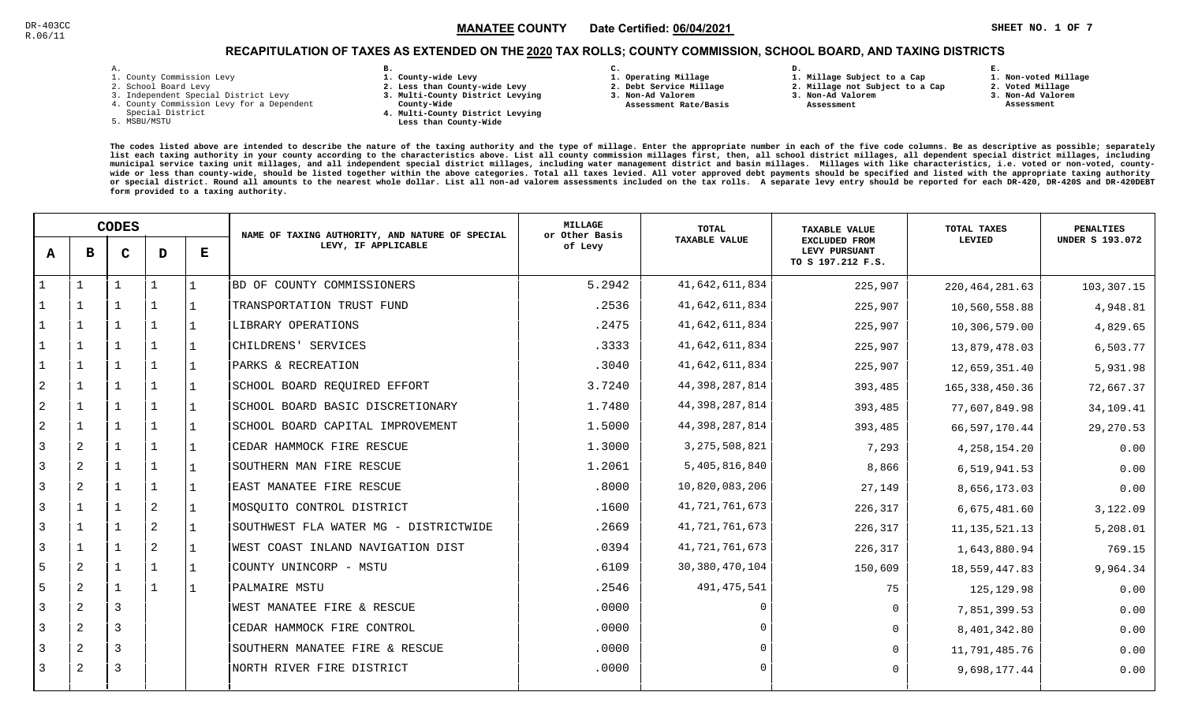DR-403CC
R.06/11

**MANATEE COUNTY** Date Certified: **06/04/2021**

## RECAPITULATION OF TAXES AS EXTENDED ON THE 2020 TAX ROLLS; COUNTY COMMISSION, SCHOOL BOARD, AND TAXING DISTRICTS

A.
1. County Commission Levy
2. School Board Levy
3. Independent Special District Levy
4. County Commission Levy for a Dependent Special District
5. MSBU/MSTU

B.
1. County-wide Levy
2. Less than County-wide Levy
3. Multi-County District Levying County-Wide
4. Multi-County District Levying Less than County-Wide

C.
1. Operating Millage
2. Debt Service Millage
3. Non-Ad Valorem Assessment Rate/Basis

D.
1. Millage Subject to a Cap
2. Millage not Subject to a Cap
3. Non-Ad Valorem Assessment

E.
1. Non-voted Millage
2. Voted Millage
3. Non-Ad Valorem Assessment

The codes listed above are intended to describe the nature of the taxing authority and the type of millage. Enter the appropriate number in each of the five code columns. Be as descriptive as possible; separately list each taxing authority in your county according to the characteristics above. List all county commission millages first, then, all school district millages, all dependent special district millages, including municipal service taxing unit millages, and all independent special district millages, including water management district and basin millages. Millages with like characteristics, i.e. voted or non-voted, county-wide or less than county-wide, should be listed together within the above categories. Total all taxes levied. All voter approved debt payments should be specified and listed with the appropriate taxing authority or special district. Round all amounts to the nearest whole dollar. List all non-ad valorem assessments included on the tax rolls. A separate levy entry should be reported for each DR-420, DR-420S and DR-420DEBT form provided to a taxing authority.

| CODES | | | | | NAME OF TAXING AUTHORITY, AND NATURE OF SPECIAL LEVY, IF APPLICABLE | MILLAGE or Other Basis of Levy | TOTAL TAXABLE VALUE | TAXABLE VALUE EXCLUDED FROM LEVY PURSUANT TO S 197.212 F.S. | TOTAL TAXES LEVIED | PENALTIES UNDER S 193.072 |
|---|---|---|---|---|---|---|---|---|---|---|
| A | B | C | D | E | | | | | | |
| 1 | 1 | 1 | 1 | 1 | BD OF COUNTY COMMISSIONERS | 5.2942 | 41,642,611,834 | 225,907 | 220,464,281.63 | 103,307.15 |
| 1 | 1 | 1 | 1 | 1 | TRANSPORTATION TRUST FUND | .2536 | 41,642,611,834 | 225,907 | 10,560,558.88 | 4,948.81 |
| 1 | 1 | 1 | 1 | 1 | LIBRARY OPERATIONS | .2475 | 41,642,611,834 | 225,907 | 10,306,579.00 | 4,829.65 |
| 1 | 1 | 1 | 1 | 1 | CHILDRENS' SERVICES | .3333 | 41,642,611,834 | 225,907 | 13,879,478.03 | 6,503.77 |
| 1 | 1 | 1 | 1 | 1 | PARKS & RECREATION | .3040 | 41,642,611,834 | 225,907 | 12,659,351.40 | 5,931.98 |
| 2 | 1 | 1 | 1 | 1 | SCHOOL BOARD REQUIRED EFFORT | 3.7240 | 44,398,287,814 | 393,485 | 165,338,450.36 | 72,667.37 |
| 2 | 1 | 1 | 1 | 1 | SCHOOL BOARD BASIC DISCRETIONARY | 1.7480 | 44,398,287,814 | 393,485 | 77,607,849.98 | 34,109.41 |
| 2 | 1 | 1 | 1 | 1 | SCHOOL BOARD CAPITAL IMPROVEMENT | 1.5000 | 44,398,287,814 | 393,485 | 66,597,170.44 | 29,270.53 |
| 3 | 2 | 1 | 1 | 1 | CEDAR HAMMOCK FIRE RESCUE | 1.3000 | 3,275,508,821 | 7,293 | 4,258,154.20 | 0.00 |
| 3 | 2 | 1 | 1 | 1 | SOUTHERN MAN FIRE RESCUE | 1.2061 | 5,405,816,840 | 8,866 | 6,519,941.53 | 0.00 |
| 3 | 2 | 1 | 1 | 1 | EAST MANATEE FIRE RESCUE | .8000 | 10,820,083,206 | 27,149 | 8,656,173.03 | 0.00 |
| 3 | 1 | 1 | 2 | 1 | MOSQUITO CONTROL DISTRICT | .1600 | 41,721,761,673 | 226,317 | 6,675,481.60 | 3,122.09 |
| 3 | 1 | 1 | 2 | 1 | SOUTHWEST FLA WATER MG - DISTRICTWIDE | .2669 | 41,721,761,673 | 226,317 | 11,135,521.13 | 5,208.01 |
| 3 | 1 | 1 | 2 | 1 | WEST COAST INLAND NAVIGATION DIST | .0394 | 41,721,761,673 | 226,317 | 1,643,880.94 | 769.15 |
| 5 | 2 | 1 | 1 | 1 | COUNTY UNINCORP - MSTU | .6109 | 30,380,470,104 | 150,609 | 18,559,447.83 | 9,964.34 |
| 5 | 2 | 1 | 1 | 1 | PALMAIRE MSTU | .2546 | 491,475,541 | 75 | 125,129.98 | 0.00 |
| 3 | 2 | 3 | | | WEST MANATEE FIRE & RESCUE | .0000 | 0 | 0 | 7,851,399.53 | 0.00 |
| 3 | 2 | 3 | | | CEDAR HAMMOCK FIRE CONTROL | .0000 | 0 | 0 | 8,401,342.80 | 0.00 |
| 3 | 2 | 3 | | | SOUTHERN MANATEE FIRE & RESCUE | .0000 | 0 | 0 | 11,791,485.76 | 0.00 |
| 3 | 2 | 3 | | | NORTH RIVER FIRE DISTRICT | .0000 | 0 | 0 | 9,698,177.44 | 0.00 |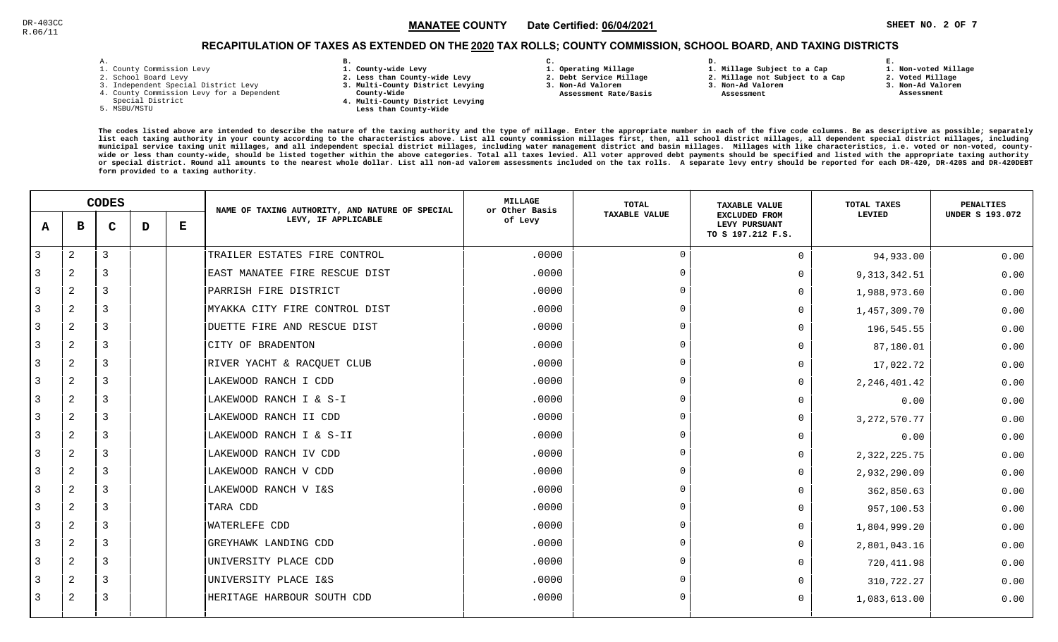DR-403CC
R.06/11

**MANATEE COUNTY** Date Certified: **06/04/2021**

## RECAPITULATION OF TAXES AS EXTENDED ON THE 2020 TAX ROLLS; COUNTY COMMISSION, SCHOOL BOARD, AND TAXING DISTRICTS

**A.**
1. County Commission Levy
2. School Board Levy
3. Independent Special District Levy
4. County Commission Levy for a Dependent Special District
5. MSBU/MSTU

**B.**
1. County-wide Levy
2. Less than County-wide Levy
3. Multi-County District Levying County-Wide
4. Multi-County District Levying Less than County-Wide

**C.**
1. Operating Millage
2. Debt Service Millage
3. Non-Ad Valorem Assessment Rate/Basis

**D.**
1. Millage Subject to a Cap
2. Millage not Subject to a Cap
3. Non-Ad Valorem Assessment

**E.**
1. Non-voted Millage
2. Voted Millage
3. Non-Ad Valorem Assessment

The codes listed above are intended to describe the nature of the taxing authority and the type of millage. Enter the appropriate number in each of the five code columns. Be as descriptive as possible; separately list each taxing authority in your county according to the characteristics above. List all county commission millages first, then, all school district millages, all dependent special district millages, including municipal service taxing unit millages, and all independent special district millages, including water management district and basin millages. Millages with like characteristics, i.e. voted or non-voted, county-wide or less than county-wide, should be listed together within the above categories. Total all taxes levied. All voter approved debt payments should be specified and listed with the appropriate taxing authority or special district. Round all amounts to the nearest whole dollar. List all non-ad valorem assessments included on the tax rolls. A separate levy entry should be reported for each DR-420, DR-420S and DR-420DEBT form provided to a taxing authority.

| A | B | C | D | E | NAME OF TAXING AUTHORITY, AND NATURE OF SPECIAL LEVY, IF APPLICABLE | MILLAGE or Other Basis of Levy | TOTAL TAXABLE VALUE | TAXABLE VALUE EXCLUDED FROM LEVY PURSUANT TO S 197.212 F.S. | TOTAL TAXES LEVIED | PENALTIES UNDER S 193.072 |
|---|---|---|---|---|---|---|---|---|---|---|
| 3 | 2 | 3 | | | TRAILER ESTATES FIRE CONTROL | .0000 | 0 | 0 | 94,933.00 | 0.00 |
| 3 | 2 | 3 | | | EAST MANATEE FIRE RESCUE DIST | .0000 | 0 | 0 | 9,313,342.51 | 0.00 |
| 3 | 2 | 3 | | | PARRISH FIRE DISTRICT | .0000 | 0 | 0 | 1,988,973.60 | 0.00 |
| 3 | 2 | 3 | | | MYAKKA CITY FIRE CONTROL DIST | .0000 | 0 | 0 | 1,457,309.70 | 0.00 |
| 3 | 2 | 3 | | | DUETTE FIRE AND RESCUE DIST | .0000 | 0 | 0 | 196,545.55 | 0.00 |
| 3 | 2 | 3 | | | CITY OF BRADENTON | .0000 | 0 | 0 | 87,180.01 | 0.00 |
| 3 | 2 | 3 | | | RIVER YACHT & RACQUET CLUB | .0000 | 0 | 0 | 17,022.72 | 0.00 |
| 3 | 2 | 3 | | | LAKEWOOD RANCH I CDD | .0000 | 0 | 0 | 2,246,401.42 | 0.00 |
| 3 | 2 | 3 | | | LAKEWOOD RANCH I & S-I | .0000 | 0 | 0 | 0.00 | 0.00 |
| 3 | 2 | 3 | | | LAKEWOOD RANCH II CDD | .0000 | 0 | 0 | 3,272,570.77 | 0.00 |
| 3 | 2 | 3 | | | LAKEWOOD RANCH I & S-II | .0000 | 0 | 0 | 0.00 | 0.00 |
| 3 | 2 | 3 | | | LAKEWOOD RANCH IV CDD | .0000 | 0 | 0 | 2,322,225.75 | 0.00 |
| 3 | 2 | 3 | | | LAKEWOOD RANCH V CDD | .0000 | 0 | 0 | 2,932,290.09 | 0.00 |
| 3 | 2 | 3 | | | LAKEWOOD RANCH V I&S | .0000 | 0 | 0 | 362,850.63 | 0.00 |
| 3 | 2 | 3 | | | TARA CDD | .0000 | 0 | 0 | 957,100.53 | 0.00 |
| 3 | 2 | 3 | | | WATERLEFE CDD | .0000 | 0 | 0 | 1,804,999.20 | 0.00 |
| 3 | 2 | 3 | | | GREYHAWK LANDING CDD | .0000 | 0 | 0 | 2,801,043.16 | 0.00 |
| 3 | 2 | 3 | | | UNIVERSITY PLACE CDD | .0000 | 0 | 0 | 720,411.98 | 0.00 |
| 3 | 2 | 3 | | | UNIVERSITY PLACE I&S | .0000 | 0 | 0 | 310,722.27 | 0.00 |
| 3 | 2 | 3 | | | HERITAGE HARBOUR SOUTH CDD | .0000 | 0 | 0 | 1,083,613.00 | 0.00 |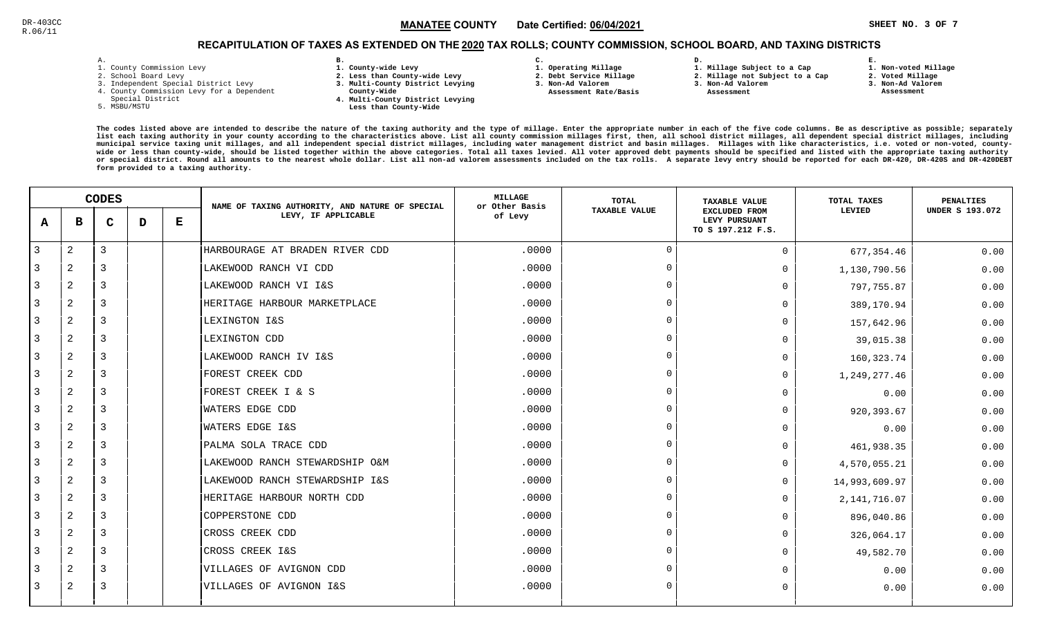DR-403CC
R.06/11

**MANATEE COUNTY** Date Certified: **06/04/2021** SHEET NO. 3 OF 7

## RECAPITULATION OF TAXES AS EXTENDED ON THE 2020 TAX ROLLS; COUNTY COMMISSION, SCHOOL BOARD, AND TAXING DISTRICTS

A.
1. County Commission Levy
2. School Board Levy
3. Independent Special District Levy
4. County Commission Levy for a Dependent Special District
5. MSBU/MSTU

B.
1. County-wide Levy
2. Less than County-wide Levy
3. Multi-County District Levying County-Wide
4. Multi-County District Levying Less than County-Wide

C.
1. Operating Millage
2. Debt Service Millage
3. Non-Ad Valorem Assessment Rate/Basis

D.
1. Millage Subject to a Cap
2. Millage not Subject to a Cap
3. Non-Ad Valorem Assessment

E.
1. Non-voted Millage
2. Voted Millage
3. Non-Ad Valorem Assessment

The codes listed above are intended to describe the nature of the taxing authority and the type of millage. Enter the appropriate number in each of the five code columns. Be as descriptive as possible; separately list each taxing authority in your county according to the characteristics above. List all county commission millages first, then, all school district millages, all dependent special district millages, including municipal service taxing unit millages, and all independent special district millages, including water management district and basin millages. Millages with like characteristics, i.e. voted or non-voted, county-wide or less than county-wide, should be listed together within the above categories. Total all taxes levied. All voter approved debt payments should be specified and listed with the appropriate taxing authority or special district. Round all amounts to the nearest whole dollar. List all non-ad valorem assessments included on the tax rolls. A separate levy entry should be reported for each DR-420, DR-420S and DR-420DEBT form provided to a taxing authority.

| A | B | C | D | E | NAME OF TAXING AUTHORITY, AND NATURE OF SPECIAL LEVY, IF APPLICABLE | MILLAGE or Other Basis of Levy | TOTAL TAXABLE VALUE | TAXABLE VALUE EXCLUDED FROM LEVY PURSUANT TO S 197.212 F.S. | TOTAL TAXES LEVIED | PENALTIES UNDER S 193.072 |
|---|---|---|---|---|---|---|---|---|---|---|
| 3 | 2 | 3 | | | HARBOURAGE AT BRADEN RIVER CDD | .0000 | 0 | 0 | 677,354.46 | 0.00 |
| 3 | 2 | 3 | | | LAKEWOOD RANCH VI CDD | .0000 | 0 | 0 | 1,130,790.56 | 0.00 |
| 3 | 2 | 3 | | | LAKEWOOD RANCH VI I&S | .0000 | 0 | 0 | 797,755.87 | 0.00 |
| 3 | 2 | 3 | | | HERITAGE HARBOUR MARKETPLACE | .0000 | 0 | 0 | 389,170.94 | 0.00 |
| 3 | 2 | 3 | | | LEXINGTON I&S | .0000 | 0 | 0 | 157,642.96 | 0.00 |
| 3 | 2 | 3 | | | LEXINGTON CDD | .0000 | 0 | 0 | 39,015.38 | 0.00 |
| 3 | 2 | 3 | | | LAKEWOOD RANCH IV I&S | .0000 | 0 | 0 | 160,323.74 | 0.00 |
| 3 | 2 | 3 | | | FOREST CREEK CDD | .0000 | 0 | 0 | 1,249,277.46 | 0.00 |
| 3 | 2 | 3 | | | FOREST CREEK I & S | .0000 | 0 | 0 | 0.00 | 0.00 |
| 3 | 2 | 3 | | | WATERS EDGE CDD | .0000 | 0 | 0 | 920,393.67 | 0.00 |
| 3 | 2 | 3 | | | WATERS EDGE I&S | .0000 | 0 | 0 | 0.00 | 0.00 |
| 3 | 2 | 3 | | | PALMA SOLA TRACE CDD | .0000 | 0 | 0 | 461,938.35 | 0.00 |
| 3 | 2 | 3 | | | LAKEWOOD RANCH STEWARDSHIP O&M | .0000 | 0 | 0 | 4,570,055.21 | 0.00 |
| 3 | 2 | 3 | | | LAKEWOOD RANCH STEWARDSHIP I&S | .0000 | 0 | 0 | 14,993,609.97 | 0.00 |
| 3 | 2 | 3 | | | HERITAGE HARBOUR NORTH CDD | .0000 | 0 | 0 | 2,141,716.07 | 0.00 |
| 3 | 2 | 3 | | | COPPERSTONE CDD | .0000 | 0 | 0 | 896,040.86 | 0.00 |
| 3 | 2 | 3 | | | CROSS CREEK CDD | .0000 | 0 | 0 | 326,064.17 | 0.00 |
| 3 | 2 | 3 | | | CROSS CREEK I&S | .0000 | 0 | 0 | 49,582.70 | 0.00 |
| 3 | 2 | 3 | | | VILLAGES OF AVIGNON CDD | .0000 | 0 | 0 | 0.00 | 0.00 |
| 3 | 2 | 3 | | | VILLAGES OF AVIGNON I&S | .0000 | 0 | 0 | 0.00 | 0.00 |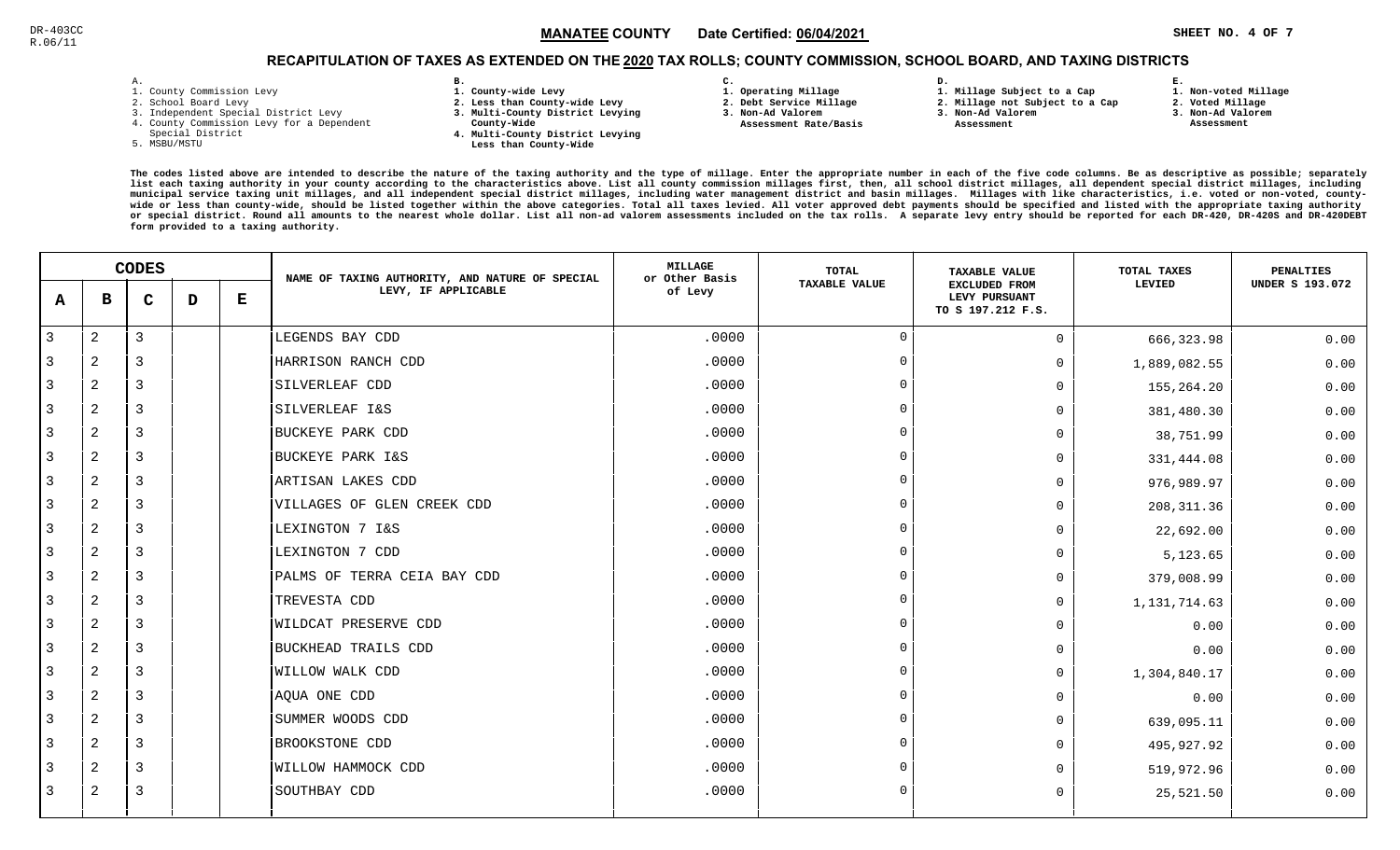DR-403CC
R.06/11

## MANATEE COUNTY Date Certified: 06/04/2021

### RECAPITULATION OF TAXES AS EXTENDED ON THE 2020 TAX ROLLS; COUNTY COMMISSION, SCHOOL BOARD, AND TAXING DISTRICTS

A.
1. County Commission Levy
2. School Board Levy
3. Independent Special District Levy
4. County Commission Levy for a Dependent Special District
5. MSBU/MSTU

B.
1. County-wide Levy
2. Less than County-wide Levy
3. Multi-County District Levying County-Wide
4. Multi-County District Levying Less than County-Wide

C.
1. Operating Millage
2. Debt Service Millage
3. Non-Ad Valorem Assessment Rate/Basis

D.
1. Millage Subject to a Cap
2. Millage not Subject to a Cap
3. Non-Ad Valorem Assessment

E.
1. Non-voted Millage
2. Voted Millage
3. Non-Ad Valorem Assessment

The codes listed above are intended to describe the nature of the taxing authority and the type of millage. Enter the appropriate number in each of the five code columns. Be as descriptive as possible; separately list each taxing authority in your county according to the characteristics above. List all county commission millages first, then, all school district millages, all dependent special district millages, including municipal service taxing unit millages, and all independent special district millages, including water management district and basin millages. Millages with like characteristics, i.e. voted or non-voted, county-wide or less than county-wide, should be listed together within the above categories. Total all taxes levied. All voter approved debt payments should be specified and listed with the appropriate taxing authority or special district. Round all amounts to the nearest whole dollar. List all non-ad valorem assessments included on the tax rolls. A separate levy entry should be reported for each DR-420, DR-420S and DR-420DEBT form provided to a taxing authority.

| CODES | | | | | NAME OF TAXING AUTHORITY, AND NATURE OF SPECIAL LEVY, IF APPLICABLE | MILLAGE or Other Basis of Levy | TOTAL TAXABLE VALUE | TAXABLE VALUE EXCLUDED FROM LEVY PURSUANT TO S 197.212 F.S. | TOTAL TAXES LEVIED | PENALTIES UNDER S 193.072 |
|---|---|---|---|---|---|---|---|---|---|---|
| A | B | C | D | E | | | | | | |
| 3 | 2 | 3 | | | LEGENDS BAY CDD | .0000 | 0 | 0 | 666,323.98 | 0.00 |
| 3 | 2 | 3 | | | HARRISON RANCH CDD | .0000 | 0 | 0 | 1,889,082.55 | 0.00 |
| 3 | 2 | 3 | | | SILVERLEAF CDD | .0000 | 0 | 0 | 155,264.20 | 0.00 |
| 3 | 2 | 3 | | | SILVERLEAF I&S | .0000 | 0 | 0 | 381,480.30 | 0.00 |
| 3 | 2 | 3 | | | BUCKEYE PARK CDD | .0000 | 0 | 0 | 38,751.99 | 0.00 |
| 3 | 2 | 3 | | | BUCKEYE PARK I&S | .0000 | 0 | 0 | 331,444.08 | 0.00 |
| 3 | 2 | 3 | | | ARTISAN LAKES CDD | .0000 | 0 | 0 | 976,989.97 | 0.00 |
| 3 | 2 | 3 | | | VILLAGES OF GLEN CREEK CDD | .0000 | 0 | 0 | 208,311.36 | 0.00 |
| 3 | 2 | 3 | | | LEXINGTON 7 I&S | .0000 | 0 | 0 | 22,692.00 | 0.00 |
| 3 | 2 | 3 | | | LEXINGTON 7 CDD | .0000 | 0 | 0 | 5,123.65 | 0.00 |
| 3 | 2 | 3 | | | PALMS OF TERRA CEIA BAY CDD | .0000 | 0 | 0 | 379,008.99 | 0.00 |
| 3 | 2 | 3 | | | TREVESTA CDD | .0000 | 0 | 0 | 1,131,714.63 | 0.00 |
| 3 | 2 | 3 | | | WILDCAT PRESERVE CDD | .0000 | 0 | 0 | 0.00 | 0.00 |
| 3 | 2 | 3 | | | BUCKHEAD TRAILS CDD | .0000 | 0 | 0 | 0.00 | 0.00 |
| 3 | 2 | 3 | | | WILLOW WALK CDD | .0000 | 0 | 0 | 1,304,840.17 | 0.00 |
| 3 | 2 | 3 | | | AQUA ONE CDD | .0000 | 0 | 0 | 0.00 | 0.00 |
| 3 | 2 | 3 | | | SUMMER WOODS CDD | .0000 | 0 | 0 | 639,095.11 | 0.00 |
| 3 | 2 | 3 | | | BROOKSTONE CDD | .0000 | 0 | 0 | 495,927.92 | 0.00 |
| 3 | 2 | 3 | | | WILLOW HAMMOCK CDD | .0000 | 0 | 0 | 519,972.96 | 0.00 |
| 3 | 2 | 3 | | | SOUTHBAY CDD | .0000 | 0 | 0 | 25,521.50 | 0.00 |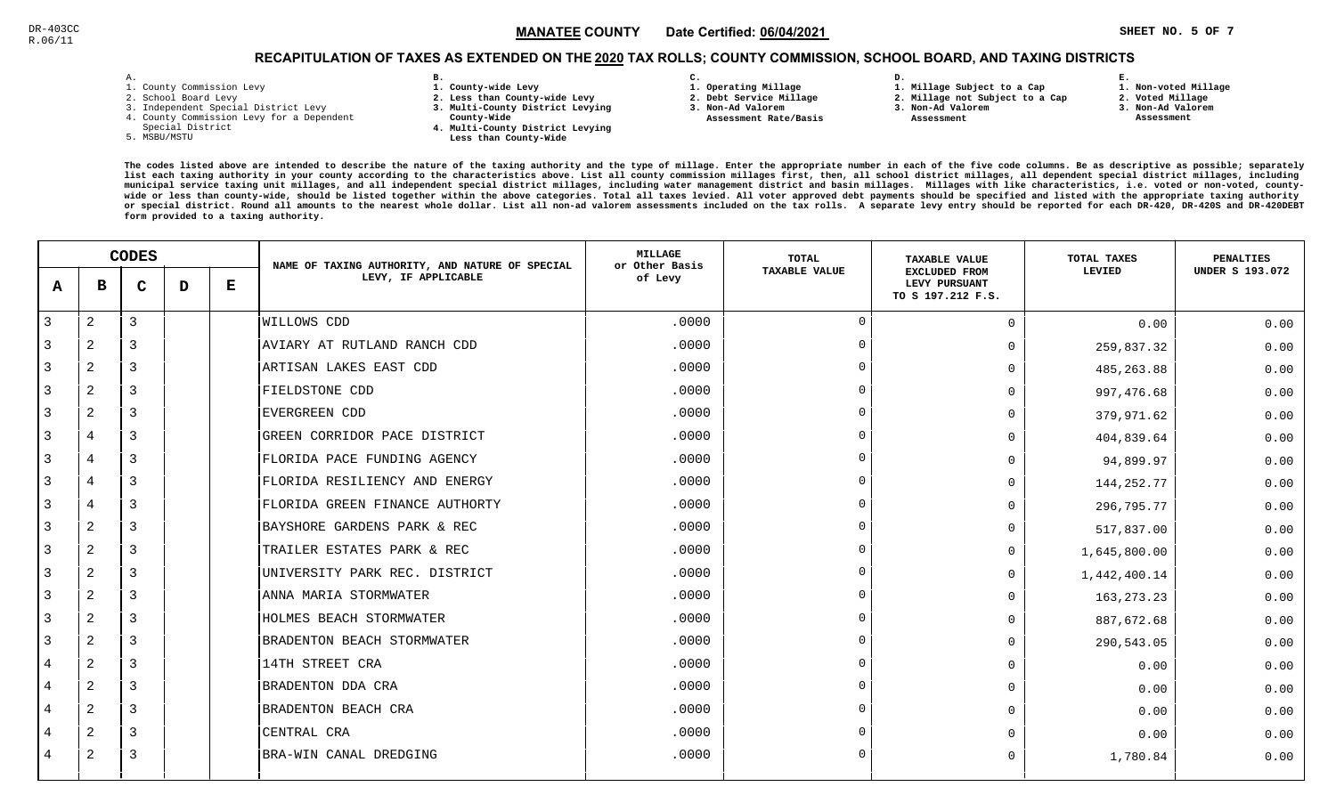DR-403CC
R.06/11

**MANATEE COUNTY** Date Certified: **06/04/2021**

## RECAPITULATION OF TAXES AS EXTENDED ON THE 2020 TAX ROLLS; COUNTY COMMISSION, SCHOOL BOARD, AND TAXING DISTRICTS

A.
1. County Commission Levy
2. School Board Levy
3. Independent Special District Levy
4. County Commission Levy for a Dependent Special District
5. MSBU/MSTU

B.
1. County-wide Levy
2. Less than County-wide Levy
3. Multi-County District Levying County-Wide
4. Multi-County District Levying Less than County-Wide

C.
1. Operating Millage
2. Debt Service Millage
3. Non-Ad Valorem Assessment Rate/Basis

D.
1. Millage Subject to a Cap
2. Millage not Subject to a Cap
3. Non-Ad Valorem Assessment

E.
1. Non-voted Millage
2. Voted Millage
3. Non-Ad Valorem Assessment

The codes listed above are intended to describe the nature of the taxing authority and the type of millage. Enter the appropriate number in each of the five code columns. Be as descriptive as possible; separately list each taxing authority in your county according to the characteristics above. List all county commission millages first, then, all school district millages, all dependent special district millages, including municipal service taxing unit millages, and all independent special district millages, including water management district and basin millages. Millages with like characteristics, i.e. voted or non-voted, county-wide or less than county-wide, should be listed together within the above categories. Total all taxes levied. All voter approved debt payments should be specified and listed with the appropriate taxing authority or special district. Round all amounts to the nearest whole dollar. List all non-ad valorem assessments included on the tax rolls. A separate levy entry should be reported for each DR-420, DR-420S and DR-420DEBT form provided to a taxing authority.

| CODES A | B | C | D | E | NAME OF TAXING AUTHORITY, AND NATURE OF SPECIAL LEVY, IF APPLICABLE | MILLAGE or Other Basis of Levy | TOTAL TAXABLE VALUE | TAXABLE VALUE EXCLUDED FROM LEVY PURSUANT TO S 197.212 F.S. | TOTAL TAXES LEVIED | PENALTIES UNDER S 193.072 |
|---|---|---|---|---|---|---|---|---|---|---|
| 3 | 2 | 3 | | | WILLOWS CDD | .0000 | 0 | 0 | 0.00 | 0.00 |
| 3 | 2 | 3 | | | AVIARY AT RUTLAND RANCH CDD | .0000 | 0 | 0 | 259,837.32 | 0.00 |
| 3 | 2 | 3 | | | ARTISAN LAKES EAST CDD | .0000 | 0 | 0 | 485,263.88 | 0.00 |
| 3 | 2 | 3 | | | FIELDSTONE CDD | .0000 | 0 | 0 | 997,476.68 | 0.00 |
| 3 | 2 | 3 | | | EVERGREEN CDD | .0000 | 0 | 0 | 379,971.62 | 0.00 |
| 3 | 4 | 3 | | | GREEN CORRIDOR PACE DISTRICT | .0000 | 0 | 0 | 404,839.64 | 0.00 |
| 3 | 4 | 3 | | | FLORIDA PACE FUNDING AGENCY | .0000 | 0 | 0 | 94,899.97 | 0.00 |
| 3 | 4 | 3 | | | FLORIDA RESILIENCY AND ENERGY | .0000 | 0 | 0 | 144,252.77 | 0.00 |
| 3 | 4 | 3 | | | FLORIDA GREEN FINANCE AUTHORTY | .0000 | 0 | 0 | 296,795.77 | 0.00 |
| 3 | 2 | 3 | | | BAYSHORE GARDENS PARK & REC | .0000 | 0 | 0 | 517,837.00 | 0.00 |
| 3 | 2 | 3 | | | TRAILER ESTATES PARK & REC | .0000 | 0 | 0 | 1,645,800.00 | 0.00 |
| 3 | 2 | 3 | | | UNIVERSITY PARK REC. DISTRICT | .0000 | 0 | 0 | 1,442,400.14 | 0.00 |
| 3 | 2 | 3 | | | ANNA MARIA STORMWATER | .0000 | 0 | 0 | 163,273.23 | 0.00 |
| 3 | 2 | 3 | | | HOLMES BEACH STORMWATER | .0000 | 0 | 0 | 887,672.68 | 0.00 |
| 3 | 2 | 3 | | | BRADENTON BEACH STORMWATER | .0000 | 0 | 0 | 290,543.05 | 0.00 |
| 4 | 2 | 3 | | | 14TH STREET CRA | .0000 | 0 | 0 | 0.00 | 0.00 |
| 4 | 2 | 3 | | | BRADENTON DDA CRA | .0000 | 0 | 0 | 0.00 | 0.00 |
| 4 | 2 | 3 | | | BRADENTON BEACH CRA | .0000 | 0 | 0 | 0.00 | 0.00 |
| 4 | 2 | 3 | | | CENTRAL CRA | .0000 | 0 | 0 | 0.00 | 0.00 |
| 4 | 2 | 3 | | | BRA-WIN CANAL DREDGING | .0000 | 0 | 0 | 1,780.84 | 0.00 |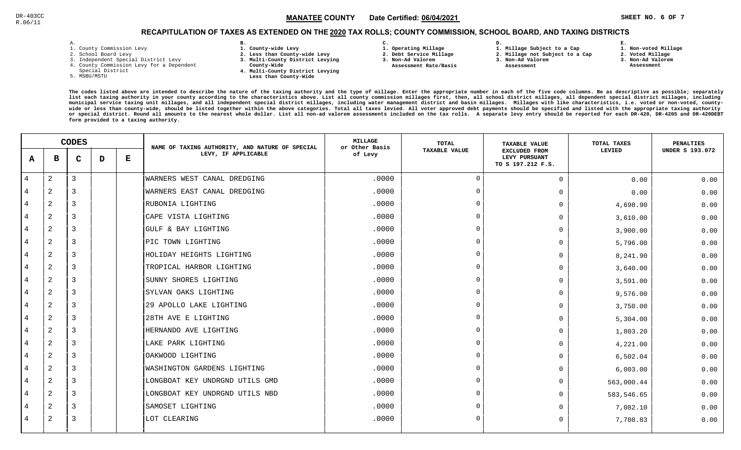DR-403CC
R.06/11

**MANATEE COUNTY** Date Certified: **06/04/2021** SHEET NO. 6 OF 7

## RECAPITULATION OF TAXES AS EXTENDED ON THE 2020 TAX ROLLS; COUNTY COMMISSION, SCHOOL BOARD, AND TAXING DISTRICTS

A.
1. County Commission Levy
2. School Board Levy
3. Independent Special District Levy
4. County Commission Levy for a Dependent Special District
5. MSBU/MSTU

B.
1. County-wide Levy
2. Less than County-wide Levy
3. Multi-County District Levying County-Wide
4. Multi-County District Levying Less than County-Wide

C.
1. Operating Millage
2. Debt Service Millage
3. Non-Ad Valorem Assessment Rate/Basis

D.
1. Millage Subject to a Cap
2. Millage not Subject to a Cap
3. Non-Ad Valorem Assessment

E.
1. Non-voted Millage
2. Voted Millage
3. Non-Ad Valorem Assessment

The codes listed above are intended to describe the nature of the taxing authority and the type of millage. Enter the appropriate number in each of the five code columns. Be as descriptive as possible; separately list each taxing authority in your county according to the characteristics above. List all county commission millages first, then, all school district millages, all dependent special district millages, including municipal service taxing unit millages, and all independent special district millages, including water management district and basin millages. Millages with like characteristics, i.e. voted or non-voted, county-wide or less than county-wide, should be listed together within the above categories. Total all taxes levied. All voter approved debt payments should be specified and listed with the appropriate taxing authority or special district. Round all amounts to the nearest whole dollar. List all non-ad valorem assessments included on the tax rolls. A separate levy entry should be reported for each DR-420, DR-420S and DR-420DEBT form provided to a taxing authority.

| CODES A | B | C | D | E | NAME OF TAXING AUTHORITY, AND NATURE OF SPECIAL LEVY, IF APPLICABLE | MILLAGE or Other Basis of Levy | TOTAL TAXABLE VALUE | TAXABLE VALUE EXCLUDED FROM LEVY PURSUANT TO S 197.212 F.S. | TOTAL TAXES LEVIED | PENALTIES UNDER S 193.072 |
|---|---|---|---|---|---|---|---|---|---|---|
| 4 | 2 | 3 | | | WARNERS WEST CANAL DREDGING | .0000 | 0 | 0 | 0.00 | 0.00 |
| 4 | 2 | 3 | | | WARNERS EAST CANAL DREDGING | .0000 | 0 | 0 | 0.00 | 0.00 |
| 4 | 2 | 3 | | | RUBONIA LIGHTING | .0000 | 0 | 0 | 4,698.90 | 0.00 |
| 4 | 2 | 3 | | | CAPE VISTA LIGHTING | .0000 | 0 | 0 | 3,610.00 | 0.00 |
| 4 | 2 | 3 | | | GULF & BAY LIGHTING | .0000 | 0 | 0 | 3,900.00 | 0.00 |
| 4 | 2 | 3 | | | PIC TOWN LIGHTING | .0000 | 0 | 0 | 5,796.00 | 0.00 |
| 4 | 2 | 3 | | | HOLIDAY HEIGHTS LIGHTING | .0000 | 0 | 0 | 8,241.90 | 0.00 |
| 4 | 2 | 3 | | | TROPICAL HARBOR LIGHTING | .0000 | 0 | 0 | 3,640.00 | 0.00 |
| 4 | 2 | 3 | | | SUNNY SHORES LIGHTING | .0000 | 0 | 0 | 3,591.00 | 0.00 |
| 4 | 2 | 3 | | | SYLVAN OAKS LIGHTING | .0000 | 0 | 0 | 9,576.00 | 0.00 |
| 4 | 2 | 3 | | | 29 APOLLO LAKE LIGHTING | .0000 | 0 | 0 | 3,750.00 | 0.00 |
| 4 | 2 | 3 | | | 28TH AVE E LIGHTING | .0000 | 0 | 0 | 5,304.00 | 0.00 |
| 4 | 2 | 3 | | | HERNANDO AVE LIGHTING | .0000 | 0 | 0 | 1,803.20 | 0.00 |
| 4 | 2 | 3 | | | LAKE PARK LIGHTING | .0000 | 0 | 0 | 4,221.00 | 0.00 |
| 4 | 2 | 3 | | | OAKWOOD LIGHTING | .0000 | 0 | 0 | 6,502.04 | 0.00 |
| 4 | 2 | 3 | | | WASHINGTON GARDENS LIGHTING | .0000 | 0 | 0 | 6,003.00 | 0.00 |
| 4 | 2 | 3 | | | LONGBOAT KEY UNDRGND UTILS GMD | .0000 | 0 | 0 | 563,000.44 | 0.00 |
| 4 | 2 | 3 | | | LONGBOAT KEY UNDRGND UTILS NBD | .0000 | 0 | 0 | 583,546.65 | 0.00 |
| 4 | 2 | 3 | | | SAMOSET LIGHTING | .0000 | 0 | 0 | 7,082.10 | 0.00 |
| 4 | 2 | 3 | | | LOT CLEARING | .0000 | 0 | 0 | 7,708.83 | 0.00 |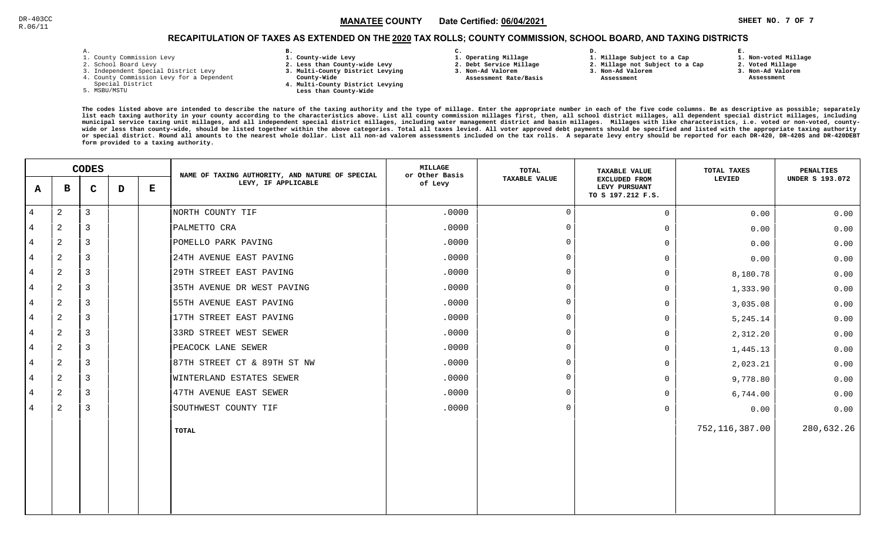DR-403CC
R.06/11

**MANATEE COUNTY** Date Certified: **06/04/2021**

## RECAPITULATION OF TAXES AS EXTENDED ON THE 2020 TAX ROLLS; COUNTY COMMISSION, SCHOOL BOARD, AND TAXING DISTRICTS

A.
1. County Commission Levy
2. School Board Levy
3. Independent Special District Levy
4. County Commission Levy for a Dependent Special District
5. MSBU/MSTU

B.
1. County-wide Levy
2. Less than County-wide Levy
3. Multi-County District Levying County-Wide
4. Multi-County District Levying Less than County-Wide

C.
1. Operating Millage
2. Debt Service Millage
3. Non-Ad Valorem Assessment Rate/Basis

D.
1. Millage Subject to a Cap
2. Millage not Subject to a Cap
3. Non-Ad Valorem Assessment

E.
1. Non-voted Millage
2. Voted Millage
3. Non-Ad Valorem Assessment

The codes listed above are intended to describe the nature of the taxing authority and the type of millage. Enter the appropriate number in each of the five code columns. Be as descriptive as possible; separately list each taxing authority in your county according to the characteristics above. List all county commission millages first, then, all school district millages, all dependent special district millages, including municipal service taxing unit millages, and all independent special district millages, including water management district and basin millages. Millages with like characteristics, i.e. voted or non-voted, county-wide or less than county-wide, should be listed together within the above categories. Total all taxes levied. All voter approved debt payments should be specified and listed with the appropriate taxing authority or special district. Round all amounts to the nearest whole dollar. List all non-ad valorem assessments included on the tax rolls. A separate levy entry should be reported for each DR-420, DR-420S and DR-420DEBT form provided to a taxing authority.

| CODES A | B | C | D | E | NAME OF TAXING AUTHORITY, AND NATURE OF SPECIAL LEVY, IF APPLICABLE | MILLAGE or Other Basis of Levy | TOTAL TAXABLE VALUE | TAXABLE VALUE EXCLUDED FROM LEVY PURSUANT TO S 197.212 F.S. | TOTAL TAXES LEVIED | PENALTIES UNDER S 193.072 |
|---|---|---|---|---|---|---|---|---|---|---|
| 4 | 2 | 3 | | | NORTH COUNTY TIF | .0000 | 0 | 0 | 0.00 | 0.00 |
| 4 | 2 | 3 | | | PALMETTO CRA | .0000 | 0 | 0 | 0.00 | 0.00 |
| 4 | 2 | 3 | | | POMELLO PARK PAVING | .0000 | 0 | 0 | 0.00 | 0.00 |
| 4 | 2 | 3 | | | 24TH AVENUE EAST PAVING | .0000 | 0 | 0 | 0.00 | 0.00 |
| 4 | 2 | 3 | | | 29TH STREET EAST PAVING | .0000 | 0 | 0 | 8,180.78 | 0.00 |
| 4 | 2 | 3 | | | 35TH AVENUE DR WEST PAVING | .0000 | 0 | 0 | 1,333.90 | 0.00 |
| 4 | 2 | 3 | | | 55TH AVENUE EAST PAVING | .0000 | 0 | 0 | 3,035.08 | 0.00 |
| 4 | 2 | 3 | | | 17TH STREET EAST PAVING | .0000 | 0 | 0 | 5,245.14 | 0.00 |
| 4 | 2 | 3 | | | 33RD STREET WEST SEWER | .0000 | 0 | 0 | 2,312.20 | 0.00 |
| 4 | 2 | 3 | | | PEACOCK LANE SEWER | .0000 | 0 | 0 | 1,445.13 | 0.00 |
| 4 | 2 | 3 | | | 87TH STREET CT & 89TH ST NW | .0000 | 0 | 0 | 2,023.21 | 0.00 |
| 4 | 2 | 3 | | | WINTERLAND ESTATES SEWER | .0000 | 0 | 0 | 9,778.80 | 0.00 |
| 4 | 2 | 3 | | | 47TH AVENUE EAST SEWER | .0000 | 0 | 0 | 6,744.00 | 0.00 |
| 4 | 2 | 3 | | | SOUTHWEST COUNTY TIF | .0000 | 0 | 0 | 0.00 | 0.00 |
| | | | | | **TOTAL** | | | | 752,116,387.00 | 280,632.26 |